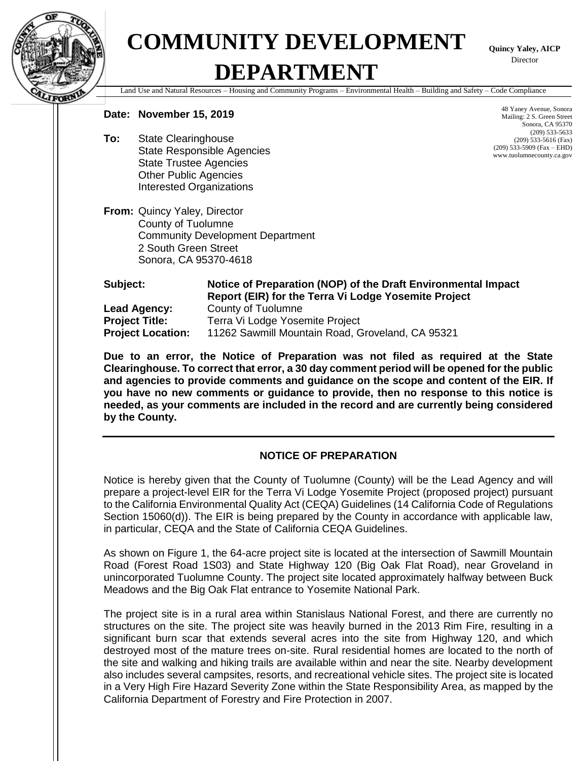# COMMUNITY DEVELOPMENT DEPARTMENT

**Quincy Yaley, AICP**
Director

Land Use and Natural Resources – Housing and Community Programs – Environmental Health – Building and Safety – Code Compliance

48 Yaney Avenue, Sonora
Mailing: 2 S. Green Street
Sonora, CA 95370
(209) 533-5633
(209) 533-5616 (Fax)
(209) 533-5909 (Fax – EHD)
www.tuolumnecounty.ca.gov

**Date: November 15, 2019**

**To:** State Clearinghouse
State Responsible Agencies
State Trustee Agencies
Other Public Agencies
Interested Organizations

**From:** Quincy Yaley, Director
County of Tuolumne
Community Development Department
2 South Green Street
Sonora, CA 95370-4618

**Subject:** **Notice of Preparation (NOP) of the Draft Environmental Impact Report (EIR) for the Terra Vi Lodge Yosemite Project**
**Lead Agency:** County of Tuolumne
**Project Title:** Terra Vi Lodge Yosemite Project
**Project Location:** 11262 Sawmill Mountain Road, Groveland, CA 95321

**Due to an error, the Notice of Preparation was not filed as required at the State Clearinghouse. To correct that error, a 30 day comment period will be opened for the public and agencies to provide comments and guidance on the scope and content of the EIR. If you have no new comments or guidance to provide, then no response to this notice is needed, as your comments are included in the record and are currently being considered by the County.**

---

## NOTICE OF PREPARATION

Notice is hereby given that the County of Tuolumne (County) will be the Lead Agency and will prepare a project-level EIR for the Terra Vi Lodge Yosemite Project (proposed project) pursuant to the California Environmental Quality Act (CEQA) Guidelines (14 California Code of Regulations Section 15060(d)). The EIR is being prepared by the County in accordance with applicable law, in particular, CEQA and the State of California CEQA Guidelines.

As shown on Figure 1, the 64-acre project site is located at the intersection of Sawmill Mountain Road (Forest Road 1S03) and State Highway 120 (Big Oak Flat Road), near Groveland in unincorporated Tuolumne County. The project site located approximately halfway between Buck Meadows and the Big Oak Flat entrance to Yosemite National Park.

The project site is in a rural area within Stanislaus National Forest, and there are currently no structures on the site. The project site was heavily burned in the 2013 Rim Fire, resulting in a significant burn scar that extends several acres into the site from Highway 120, and which destroyed most of the mature trees on-site. Rural residential homes are located to the north of the site and walking and hiking trails are available within and near the site. Nearby development also includes several campsites, resorts, and recreational vehicle sites. The project site is located in a Very High Fire Hazard Severity Zone within the State Responsibility Area, as mapped by the California Department of Forestry and Fire Protection in 2007.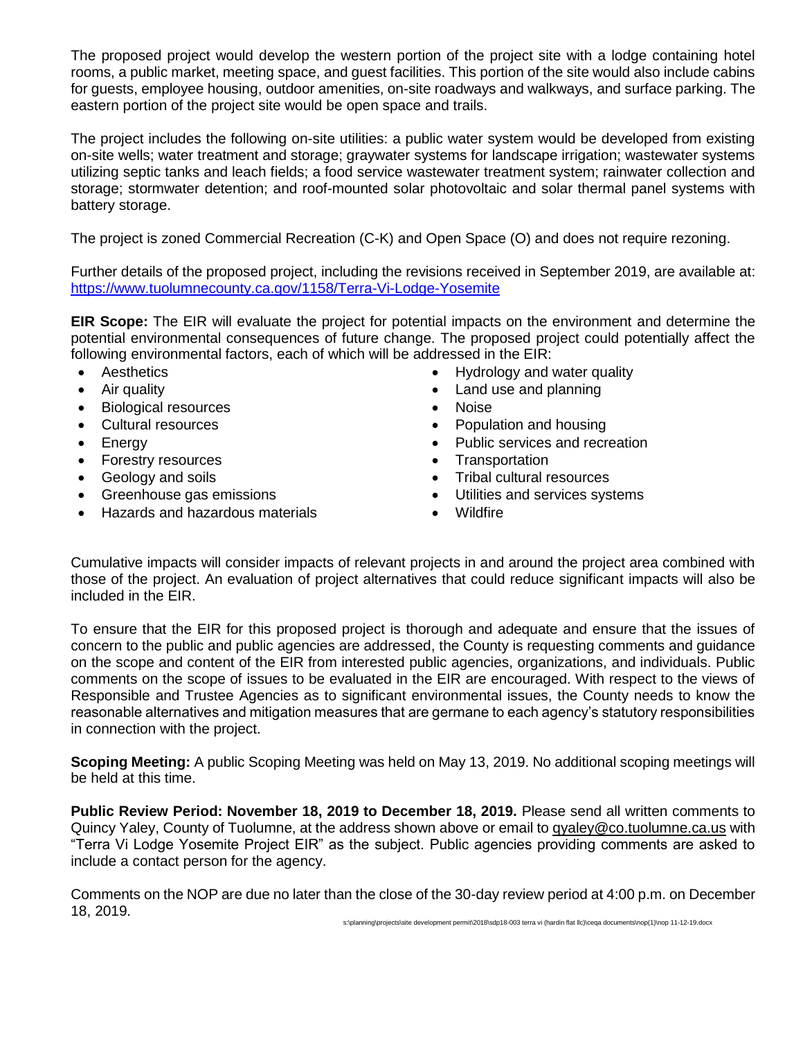The proposed project would develop the western portion of the project site with a lodge containing hotel rooms, a public market, meeting space, and guest facilities. This portion of the site would also include cabins for guests, employee housing, outdoor amenities, on-site roadways and walkways, and surface parking. The eastern portion of the project site would be open space and trails.

The project includes the following on-site utilities: a public water system would be developed from existing on-site wells; water treatment and storage; graywater systems for landscape irrigation; wastewater systems utilizing septic tanks and leach fields; a food service wastewater treatment system; rainwater collection and storage; stormwater detention; and roof-mounted solar photovoltaic and solar thermal panel systems with battery storage.

The project is zoned Commercial Recreation (C-K) and Open Space (O) and does not require rezoning.

Further details of the proposed project, including the revisions received in September 2019, are available at: https://www.tuolumnecounty.ca.gov/1158/Terra-Vi-Lodge-Yosemite

**EIR Scope:** The EIR will evaluate the project for potential impacts on the environment and determine the potential environmental consequences of future change. The proposed project could potentially affect the following environmental factors, each of which will be addressed in the EIR:

- Aesthetics
- Air quality
- Biological resources
- Cultural resources
- Energy
- Forestry resources
- Geology and soils
- Greenhouse gas emissions
- Hazards and hazardous materials
- Hydrology and water quality
- Land use and planning
- Noise
- Population and housing
- Public services and recreation
- Transportation
- Tribal cultural resources
- Utilities and services systems
- Wildfire

Cumulative impacts will consider impacts of relevant projects in and around the project area combined with those of the project. An evaluation of project alternatives that could reduce significant impacts will also be included in the EIR.

To ensure that the EIR for this proposed project is thorough and adequate and ensure that the issues of concern to the public and public agencies are addressed, the County is requesting comments and guidance on the scope and content of the EIR from interested public agencies, organizations, and individuals. Public comments on the scope of issues to be evaluated in the EIR are encouraged. With respect to the views of Responsible and Trustee Agencies as to significant environmental issues, the County needs to know the reasonable alternatives and mitigation measures that are germane to each agency's statutory responsibilities in connection with the project.

**Scoping Meeting:** A public Scoping Meeting was held on May 13, 2019. No additional scoping meetings will be held at this time.

**Public Review Period: November 18, 2019 to December 18, 2019.** Please send all written comments to Quincy Yaley, County of Tuolumne, at the address shown above or email to qyaley@co.tuolumne.ca.us with "Terra Vi Lodge Yosemite Project EIR" as the subject. Public agencies providing comments are asked to include a contact person for the agency.

Comments on the NOP are due no later than the close of the 30-day review period at 4:00 p.m. on December 18, 2019.

s:\planning\projects\site development permit\2018\sdp18-003 terra vi (hardin flat llc)\ceqa documents\nop(1)\nop 11-12-19.docx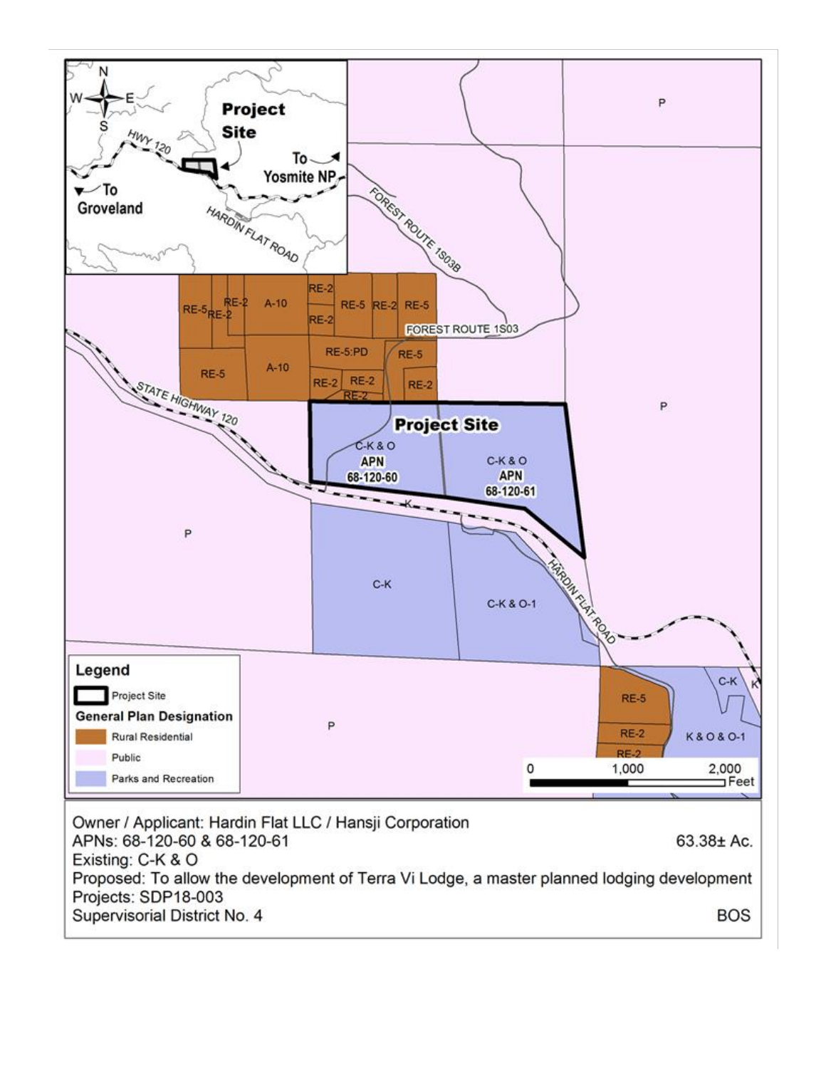N
W E
S

HWY 120

Project Site

To Yosmite NP

To Groveland

HARDIN FLAT ROAD

FOREST ROUTE 1S03B

FOREST ROUTE 1S03

STATE HIGHWAY 120

HARDIN FLAT ROAD

P

RE-5 RE-2 RE-2 A-10 RE-2 RE-2 RE-5 RE-2 RE-5

RE-5 A-10 RE-5:PD RE-5 RE-2 RE-2 RE-2 RE-2

Project Site

C-K & O
APN
68-120-60

C-K & O
APN
68-120-61

K

C-K

C-K & O-1

RE-5

RE-2

RE-2

C-K

K

K & O & O-1

Legend

Project Site

General Plan Designation

Rural Residential

Public

Parks and Recreation

0 1,000 2,000 Feet

Owner / Applicant: Hardin Flat LLC / Hansji Corporation

APNs: 68-120-60 & 68-120-61 63.38± Ac.

Existing: C-K & O

Proposed: To allow the development of Terra Vi Lodge, a master planned lodging development

Projects: SDP18-003

Supervisorial District No. 4

BOS